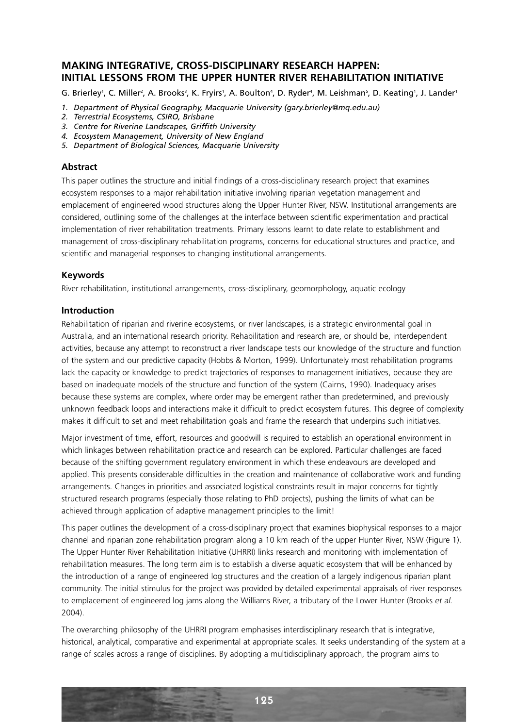# MAKING INTEGRATIVE, CROSS-DISCIPLINARY RESEARCH HAPPEN: INITIAL LESSONS FROM THE UPPER HUNTER RIVER REHABILITATION INITIATIVE

G. Brierley[1], C. Miller[2], A. Brooks[3], K. Fryirs[1], A. Boulton[4], D. Ryder[4], M. Leishman[5], D. Keating[1], J. Lander[1]

1. *Department of Physical Geography, Macquarie University (gary.brierley@mq.edu.au)*
2. *Terrestrial Ecosystems, CSIRO, Brisbane*
3. *Centre for Riverine Landscapes, Griffith University*
4. *Ecosystem Management, University of New England*
5. *Department of Biological Sciences, Macquarie University*

## Abstract

This paper outlines the structure and initial findings of a cross-disciplinary research project that examines ecosystem responses to a major rehabilitation initiative involving riparian vegetation management and emplacement of engineered wood structures along the Upper Hunter River, NSW. Institutional arrangements are considered, outlining some of the challenges at the interface between scientific experimentation and practical implementation of river rehabilitation treatments. Primary lessons learnt to date relate to establishment and management of cross-disciplinary rehabilitation programs, concerns for educational structures and practice, and scientific and managerial responses to changing institutional arrangements.

## Keywords

River rehabilitation, institutional arrangements, cross-disciplinary, geomorphology, aquatic ecology

## Introduction

Rehabilitation of riparian and riverine ecosystems, or river landscapes, is a strategic environmental goal in Australia, and an international research priority. Rehabilitation and research are, or should be, interdependent activities, because any attempt to reconstruct a river landscape tests our knowledge of the structure and function of the system and our predictive capacity (Hobbs & Morton, 1999). Unfortunately most rehabilitation programs lack the capacity or knowledge to predict trajectories of responses to management initiatives, because they are based on inadequate models of the structure and function of the system (Cairns, 1990). Inadequacy arises because these systems are complex, where order may be emergent rather than predetermined, and previously unknown feedback loops and interactions make it difficult to predict ecosystem futures. This degree of complexity makes it difficult to set and meet rehabilitation goals and frame the research that underpins such initiatives.

Major investment of time, effort, resources and goodwill is required to establish an operational environment in which linkages between rehabilitation practice and research can be explored. Particular challenges are faced because of the shifting government regulatory environment in which these endeavours are developed and applied. This presents considerable difficulties in the creation and maintenance of collaborative work and funding arrangements. Changes in priorities and associated logistical constraints result in major concerns for tightly structured research programs (especially those relating to PhD projects), pushing the limits of what can be achieved through application of adaptive management principles to the limit!

This paper outlines the development of a cross-disciplinary project that examines biophysical responses to a major channel and riparian zone rehabilitation program along a 10 km reach of the upper Hunter River, NSW (Figure 1). The Upper Hunter River Rehabilitation Initiative (UHRRI) links research and monitoring with implementation of rehabilitation measures. The long term aim is to establish a diverse aquatic ecosystem that will be enhanced by the introduction of a range of engineered log structures and the creation of a largely indigenous riparian plant community. The initial stimulus for the project was provided by detailed experimental appraisals of river responses to emplacement of engineered log jams along the Williams River, a tributary of the Lower Hunter (Brooks *et al.* 2004).

The overarching philosophy of the UHRRI program emphasises interdisciplinary research that is integrative, historical, analytical, comparative and experimental at appropriate scales. It seeks understanding of the system at a range of scales across a range of disciplines. By adopting a multidisciplinary approach, the program aims to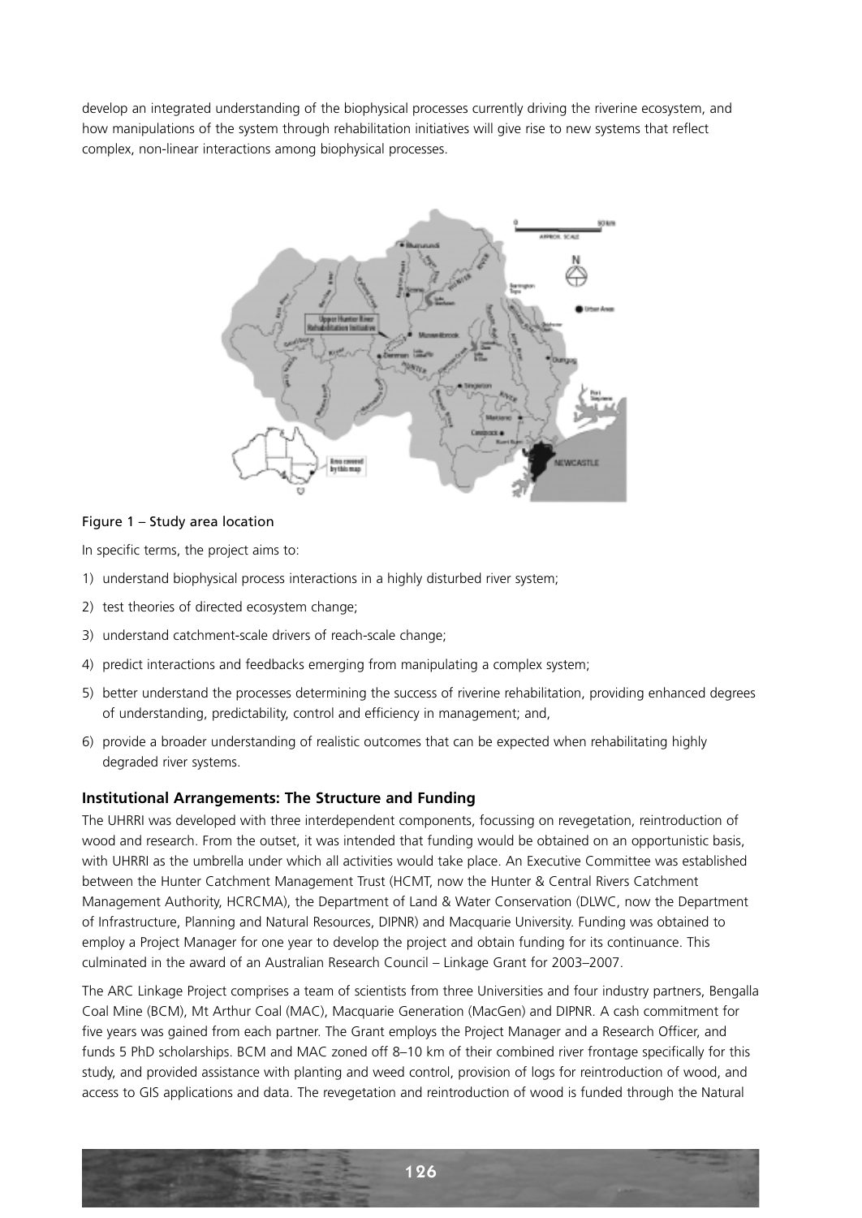develop an integrated understanding of the biophysical processes currently driving the riverine ecosystem, and how manipulations of the system through rehabilitation initiatives will give rise to new systems that reflect complex, non-linear interactions among biophysical processes.

Figure 1 – Study area location

In specific terms, the project aims to:

1) understand biophysical process interactions in a highly disturbed river system;
2) test theories of directed ecosystem change;
3) understand catchment-scale drivers of reach-scale change;
4) predict interactions and feedbacks emerging from manipulating a complex system;
5) better understand the processes determining the success of riverine rehabilitation, providing enhanced degrees of understanding, predictability, control and efficiency in management; and,
6) provide a broader understanding of realistic outcomes that can be expected when rehabilitating highly degraded river systems.

### Institutional Arrangements: The Structure and Funding

The UHRRI was developed with three interdependent components, focussing on revegetation, reintroduction of wood and research. From the outset, it was intended that funding would be obtained on an opportunistic basis, with UHRRI as the umbrella under which all activities would take place. An Executive Committee was established between the Hunter Catchment Management Trust (HCMT, now the Hunter & Central Rivers Catchment Management Authority, HCRCMA), the Department of Land & Water Conservation (DLWC, now the Department of Infrastructure, Planning and Natural Resources, DIPNR) and Macquarie University. Funding was obtained to employ a Project Manager for one year to develop the project and obtain funding for its continuance. This culminated in the award of an Australian Research Council – Linkage Grant for 2003–2007.

The ARC Linkage Project comprises a team of scientists from three Universities and four industry partners, Bengalla Coal Mine (BCM), Mt Arthur Coal (MAC), Macquarie Generation (MacGen) and DIPNR. A cash commitment for five years was gained from each partner. The Grant employs the Project Manager and a Research Officer, and funds 5 PhD scholarships. BCM and MAC zoned off 8–10 km of their combined river frontage specifically for this study, and provided assistance with planting and weed control, provision of logs for reintroduction of wood, and access to GIS applications and data. The revegetation and reintroduction of wood is funded through the Natural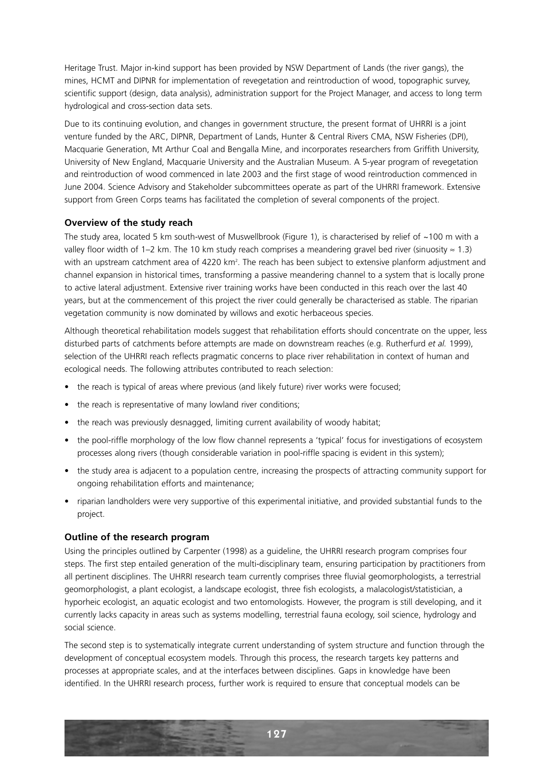Heritage Trust. Major in-kind support has been provided by NSW Department of Lands (the river gangs), the mines, HCMT and DIPNR for implementation of revegetation and reintroduction of wood, topographic survey, scientific support (design, data analysis), administration support for the Project Manager, and access to long term hydrological and cross-section data sets.

Due to its continuing evolution, and changes in government structure, the present format of UHRRI is a joint venture funded by the ARC, DIPNR, Department of Lands, Hunter & Central Rivers CMA, NSW Fisheries (DPI), Macquarie Generation, Mt Arthur Coal and Bengalla Mine, and incorporates researchers from Griffith University, University of New England, Macquarie University and the Australian Museum. A 5-year program of revegetation and reintroduction of wood commenced in late 2003 and the first stage of wood reintroduction commenced in June 2004. Science Advisory and Stakeholder subcommittees operate as part of the UHRRI framework. Extensive support from Green Corps teams has facilitated the completion of several components of the project.

### Overview of the study reach

The study area, located 5 km south-west of Muswellbrook (Figure 1), is characterised by relief of ~100 m with a valley floor width of 1–2 km. The 10 km study reach comprises a meandering gravel bed river (sinuosity ≈ 1.3) with an upstream catchment area of 4220 km$^2$. The reach has been subject to extensive planform adjustment and channel expansion in historical times, transforming a passive meandering channel to a system that is locally prone to active lateral adjustment. Extensive river training works have been conducted in this reach over the last 40 years, but at the commencement of this project the river could generally be characterised as stable. The riparian vegetation community is now dominated by willows and exotic herbaceous species.

Although theoretical rehabilitation models suggest that rehabilitation efforts should concentrate on the upper, less disturbed parts of catchments before attempts are made on downstream reaches (e.g. Rutherfurd *et al.* 1999), selection of the UHRRI reach reflects pragmatic concerns to place river rehabilitation in context of human and ecological needs. The following attributes contributed to reach selection:

- the reach is typical of areas where previous (and likely future) river works were focused;
- the reach is representative of many lowland river conditions;
- the reach was previously desnagged, limiting current availability of woody habitat;
- the pool-riffle morphology of the low flow channel represents a 'typical' focus for investigations of ecosystem processes along rivers (though considerable variation in pool-riffle spacing is evident in this system);
- the study area is adjacent to a population centre, increasing the prospects of attracting community support for ongoing rehabilitation efforts and maintenance;
- riparian landholders were very supportive of this experimental initiative, and provided substantial funds to the project.

### Outline of the research program

Using the principles outlined by Carpenter (1998) as a guideline, the UHRRI research program comprises four steps. The first step entailed generation of the multi-disciplinary team, ensuring participation by practitioners from all pertinent disciplines. The UHRRI research team currently comprises three fluvial geomorphologists, a terrestrial geomorphologist, a plant ecologist, a landscape ecologist, three fish ecologists, a malacologist/statistician, a hyporheic ecologist, an aquatic ecologist and two entomologists. However, the program is still developing, and it currently lacks capacity in areas such as systems modelling, terrestrial fauna ecology, soil science, hydrology and social science.

The second step is to systematically integrate current understanding of system structure and function through the development of conceptual ecosystem models. Through this process, the research targets key patterns and processes at appropriate scales, and at the interfaces between disciplines. Gaps in knowledge have been identified. In the UHRRI research process, further work is required to ensure that conceptual models can be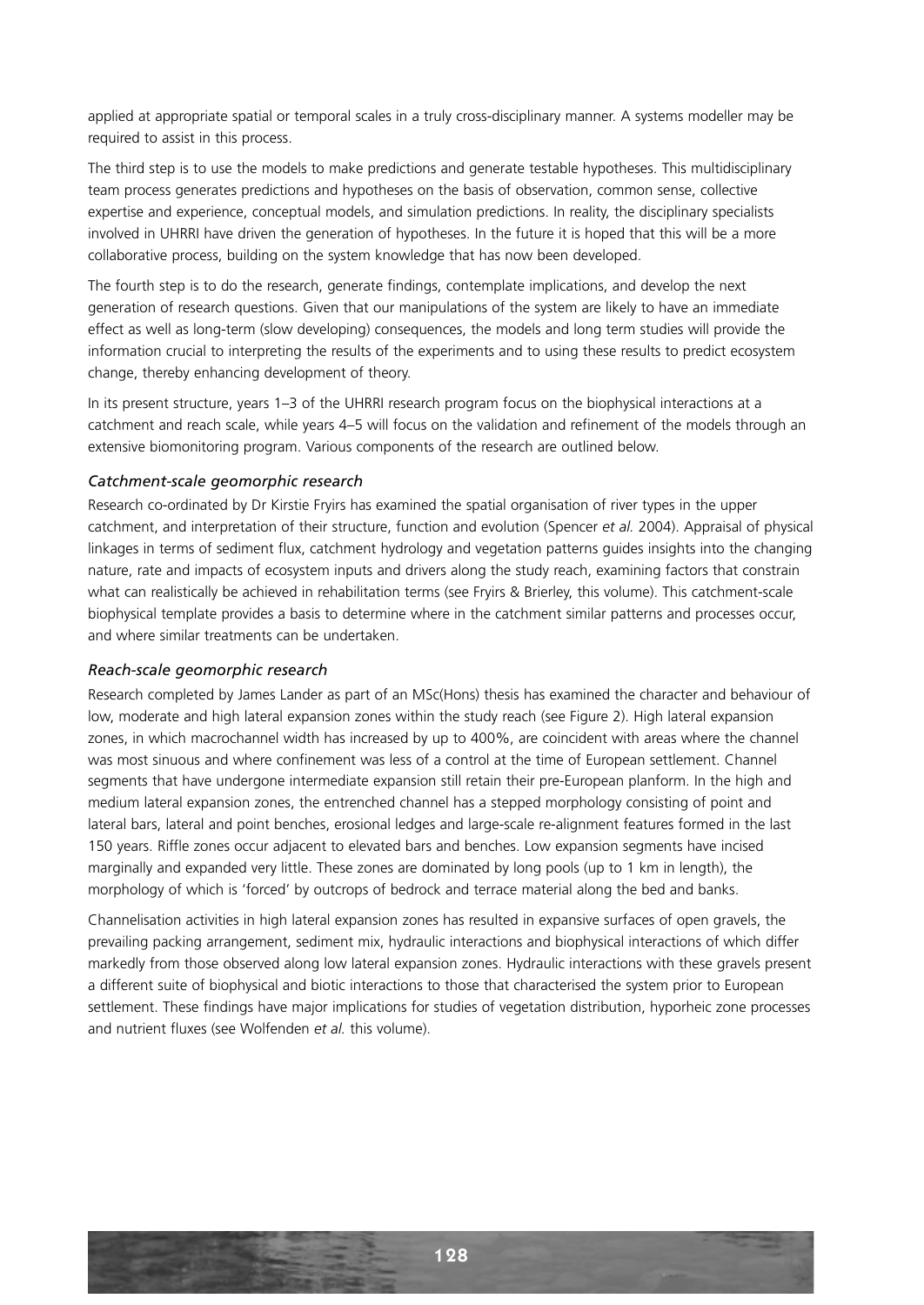applied at appropriate spatial or temporal scales in a truly cross-disciplinary manner. A systems modeller may be required to assist in this process.

The third step is to use the models to make predictions and generate testable hypotheses. This multidisciplinary team process generates predictions and hypotheses on the basis of observation, common sense, collective expertise and experience, conceptual models, and simulation predictions. In reality, the disciplinary specialists involved in UHRRI have driven the generation of hypotheses. In the future it is hoped that this will be a more collaborative process, building on the system knowledge that has now been developed.

The fourth step is to do the research, generate findings, contemplate implications, and develop the next generation of research questions. Given that our manipulations of the system are likely to have an immediate effect as well as long-term (slow developing) consequences, the models and long term studies will provide the information crucial to interpreting the results of the experiments and to using these results to predict ecosystem change, thereby enhancing development of theory.

In its present structure, years 1–3 of the UHRRI research program focus on the biophysical interactions at a catchment and reach scale, while years 4–5 will focus on the validation and refinement of the models through an extensive biomonitoring program. Various components of the research are outlined below.

### *Catchment-scale geomorphic research*

Research co-ordinated by Dr Kirstie Fryirs has examined the spatial organisation of river types in the upper catchment, and interpretation of their structure, function and evolution (Spencer *et al.* 2004). Appraisal of physical linkages in terms of sediment flux, catchment hydrology and vegetation patterns guides insights into the changing nature, rate and impacts of ecosystem inputs and drivers along the study reach, examining factors that constrain what can realistically be achieved in rehabilitation terms (see Fryirs & Brierley, this volume). This catchment-scale biophysical template provides a basis to determine where in the catchment similar patterns and processes occur, and where similar treatments can be undertaken.

### *Reach-scale geomorphic research*

Research completed by James Lander as part of an MSc(Hons) thesis has examined the character and behaviour of low, moderate and high lateral expansion zones within the study reach (see Figure 2). High lateral expansion zones, in which macrochannel width has increased by up to 400%, are coincident with areas where the channel was most sinuous and where confinement was less of a control at the time of European settlement. Channel segments that have undergone intermediate expansion still retain their pre-European planform. In the high and medium lateral expansion zones, the entrenched channel has a stepped morphology consisting of point and lateral bars, lateral and point benches, erosional ledges and large-scale re-alignment features formed in the last 150 years. Riffle zones occur adjacent to elevated bars and benches. Low expansion segments have incised marginally and expanded very little. These zones are dominated by long pools (up to 1 km in length), the morphology of which is 'forced' by outcrops of bedrock and terrace material along the bed and banks.

Channelisation activities in high lateral expansion zones has resulted in expansive surfaces of open gravels, the prevailing packing arrangement, sediment mix, hydraulic interactions and biophysical interactions of which differ markedly from those observed along low lateral expansion zones. Hydraulic interactions with these gravels present a different suite of biophysical and biotic interactions to those that characterised the system prior to European settlement. These findings have major implications for studies of vegetation distribution, hyporheic zone processes and nutrient fluxes (see Wolfenden *et al.* this volume).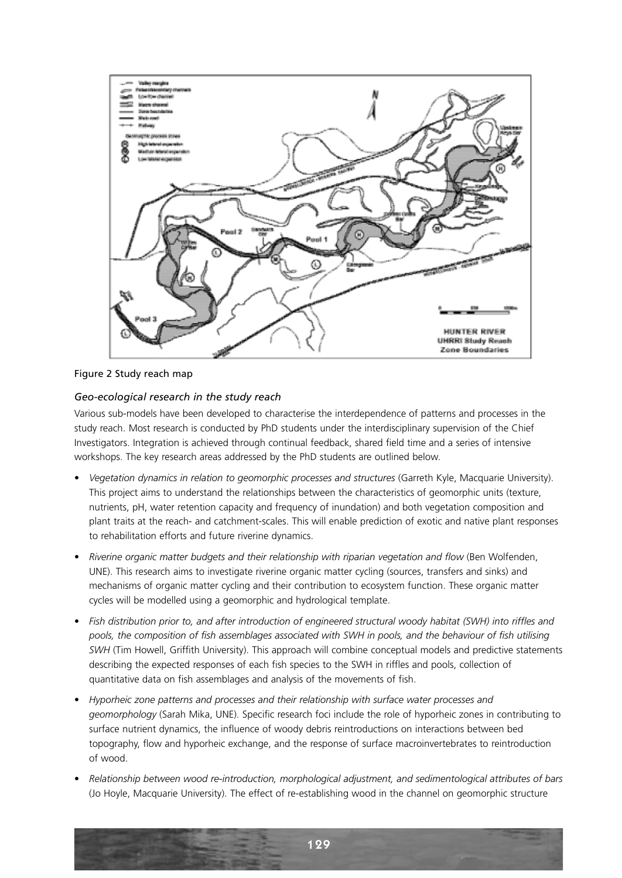Figure 2 Study reach map

### *Geo-ecological research in the study reach*

Various sub-models have been developed to characterise the interdependence of patterns and processes in the study reach. Most research is conducted by PhD students under the interdisciplinary supervision of the Chief Investigators. Integration is achieved through continual feedback, shared field time and a series of intensive workshops. The key research areas addressed by the PhD students are outlined below.

- *Vegetation dynamics in relation to geomorphic processes and structures* (Garreth Kyle, Macquarie University). This project aims to understand the relationships between the characteristics of geomorphic units (texture, nutrients, pH, water retention capacity and frequency of inundation) and both vegetation composition and plant traits at the reach- and catchment-scales. This will enable prediction of exotic and native plant responses to rehabilitation efforts and future riverine dynamics.

- *Riverine organic matter budgets and their relationship with riparian vegetation and flow* (Ben Wolfenden, UNE). This research aims to investigate riverine organic matter cycling (sources, transfers and sinks) and mechanisms of organic matter cycling and their contribution to ecosystem function. These organic matter cycles will be modelled using a geomorphic and hydrological template.

- *Fish distribution prior to, and after introduction of engineered structural woody habitat (SWH) into riffles and pools, the composition of fish assemblages associated with SWH in pools, and the behaviour of fish utilising SWH* (Tim Howell, Griffith University). This approach will combine conceptual models and predictive statements describing the expected responses of each fish species to the SWH in riffles and pools, collection of quantitative data on fish assemblages and analysis of the movements of fish.

- *Hyporheic zone patterns and processes and their relationship with surface water processes and geomorphology* (Sarah Mika, UNE). Specific research foci include the role of hyporheic zones in contributing to surface nutrient dynamics, the influence of woody debris reintroductions on interactions between bed topography, flow and hyporheic exchange, and the response of surface macroinvertebrates to reintroduction of wood.

- *Relationship between wood re-introduction, morphological adjustment, and sedimentological attributes of bars* (Jo Hoyle, Macquarie University). The effect of re-establishing wood in the channel on geomorphic structure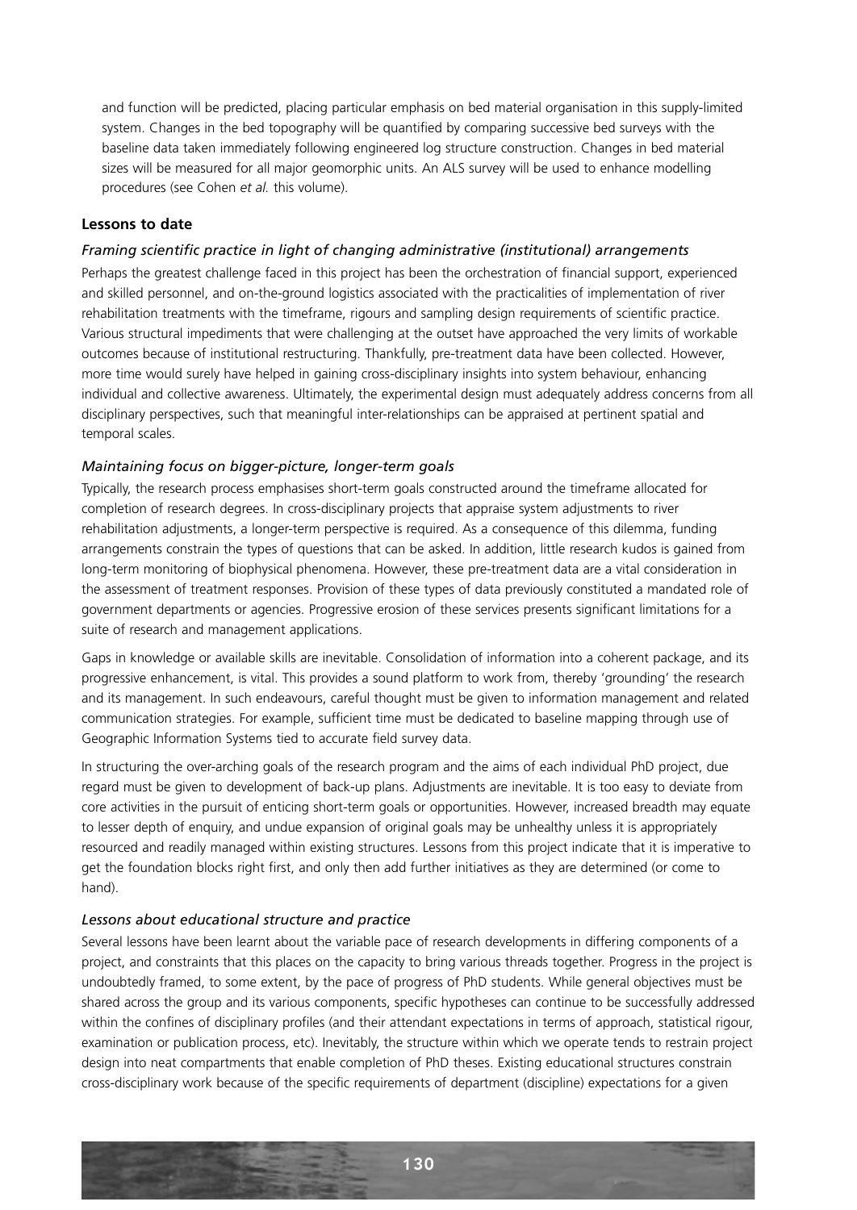and function will be predicted, placing particular emphasis on bed material organisation in this supply-limited system. Changes in the bed topography will be quantified by comparing successive bed surveys with the baseline data taken immediately following engineered log structure construction. Changes in bed material sizes will be measured for all major geomorphic units. An ALS survey will be used to enhance modelling procedures (see Cohen *et al.* this volume).

### Lessons to date

#### *Framing scientific practice in light of changing administrative (institutional) arrangements*

Perhaps the greatest challenge faced in this project has been the orchestration of financial support, experienced and skilled personnel, and on-the-ground logistics associated with the practicalities of implementation of river rehabilitation treatments with the timeframe, rigours and sampling design requirements of scientific practice. Various structural impediments that were challenging at the outset have approached the very limits of workable outcomes because of institutional restructuring. Thankfully, pre-treatment data have been collected. However, more time would surely have helped in gaining cross-disciplinary insights into system behaviour, enhancing individual and collective awareness. Ultimately, the experimental design must adequately address concerns from all disciplinary perspectives, such that meaningful inter-relationships can be appraised at pertinent spatial and temporal scales.

#### *Maintaining focus on bigger-picture, longer-term goals*

Typically, the research process emphasises short-term goals constructed around the timeframe allocated for completion of research degrees. In cross-disciplinary projects that appraise system adjustments to river rehabilitation adjustments, a longer-term perspective is required. As a consequence of this dilemma, funding arrangements constrain the types of questions that can be asked. In addition, little research kudos is gained from long-term monitoring of biophysical phenomena. However, these pre-treatment data are a vital consideration in the assessment of treatment responses. Provision of these types of data previously constituted a mandated role of government departments or agencies. Progressive erosion of these services presents significant limitations for a suite of research and management applications.

Gaps in knowledge or available skills are inevitable. Consolidation of information into a coherent package, and its progressive enhancement, is vital. This provides a sound platform to work from, thereby 'grounding' the research and its management. In such endeavours, careful thought must be given to information management and related communication strategies. For example, sufficient time must be dedicated to baseline mapping through use of Geographic Information Systems tied to accurate field survey data.

In structuring the over-arching goals of the research program and the aims of each individual PhD project, due regard must be given to development of back-up plans. Adjustments are inevitable. It is too easy to deviate from core activities in the pursuit of enticing short-term goals or opportunities. However, increased breadth may equate to lesser depth of enquiry, and undue expansion of original goals may be unhealthy unless it is appropriately resourced and readily managed within existing structures. Lessons from this project indicate that it is imperative to get the foundation blocks right first, and only then add further initiatives as they are determined (or come to hand).

#### *Lessons about educational structure and practice*

Several lessons have been learnt about the variable pace of research developments in differing components of a project, and constraints that this places on the capacity to bring various threads together. Progress in the project is undoubtedly framed, to some extent, by the pace of progress of PhD students. While general objectives must be shared across the group and its various components, specific hypotheses can continue to be successfully addressed within the confines of disciplinary profiles (and their attendant expectations in terms of approach, statistical rigour, examination or publication process, etc). Inevitably, the structure within which we operate tends to restrain project design into neat compartments that enable completion of PhD theses. Existing educational structures constrain cross-disciplinary work because of the specific requirements of department (discipline) expectations for a given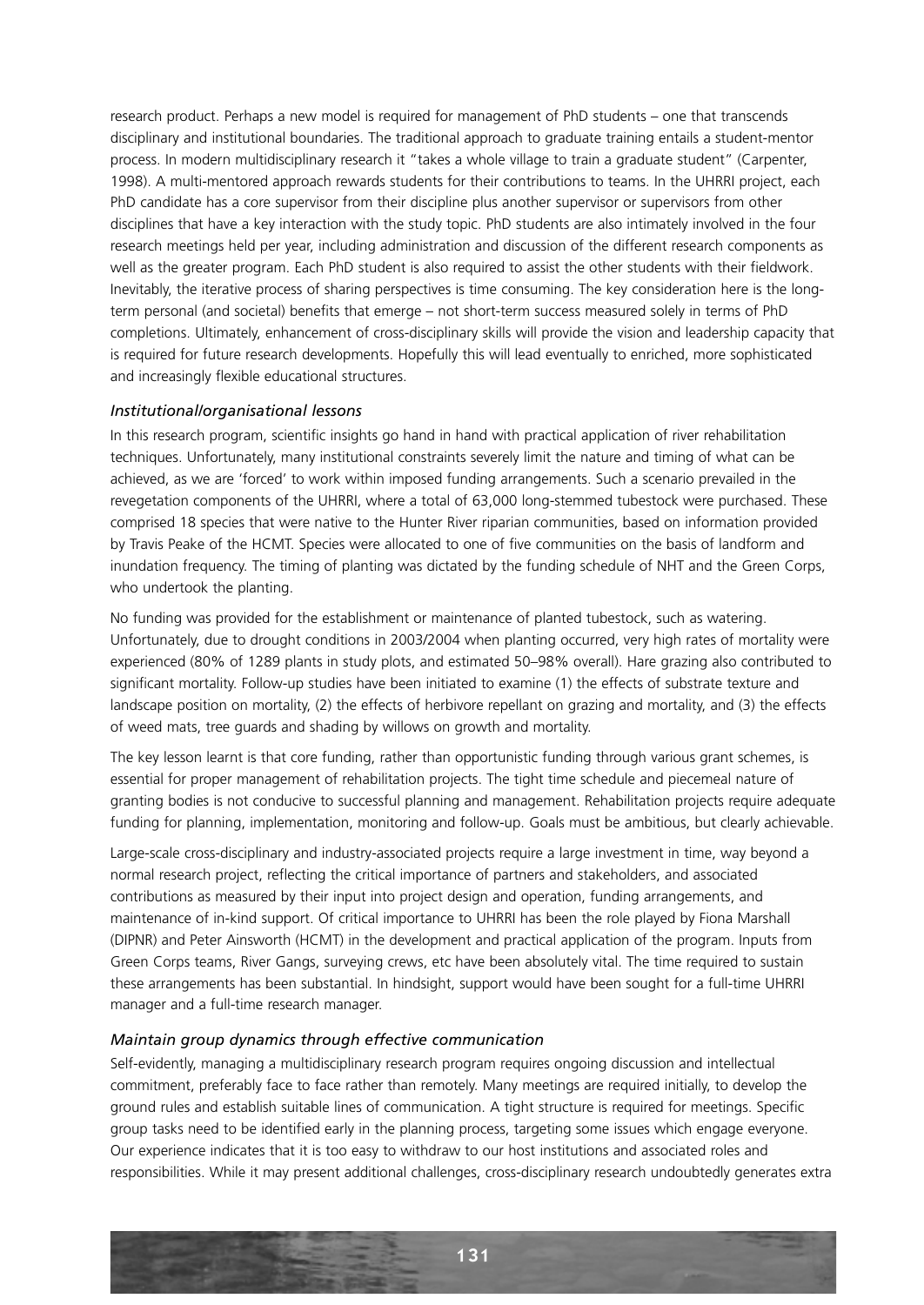research product. Perhaps a new model is required for management of PhD students – one that transcends disciplinary and institutional boundaries. The traditional approach to graduate training entails a student-mentor process. In modern multidisciplinary research it "takes a whole village to train a graduate student" (Carpenter, 1998). A multi-mentored approach rewards students for their contributions to teams. In the UHRRI project, each PhD candidate has a core supervisor from their discipline plus another supervisor or supervisors from other disciplines that have a key interaction with the study topic. PhD students are also intimately involved in the four research meetings held per year, including administration and discussion of the different research components as well as the greater program. Each PhD student is also required to assist the other students with their fieldwork. Inevitably, the iterative process of sharing perspectives is time consuming. The key consideration here is the long-term personal (and societal) benefits that emerge – not short-term success measured solely in terms of PhD completions. Ultimately, enhancement of cross-disciplinary skills will provide the vision and leadership capacity that is required for future research developments. Hopefully this will lead eventually to enriched, more sophisticated and increasingly flexible educational structures.

### *Institutional/organisational lessons*

In this research program, scientific insights go hand in hand with practical application of river rehabilitation techniques. Unfortunately, many institutional constraints severely limit the nature and timing of what can be achieved, as we are 'forced' to work within imposed funding arrangements. Such a scenario prevailed in the revegetation components of the UHRRI, where a total of 63,000 long-stemmed tubestock were purchased. These comprised 18 species that were native to the Hunter River riparian communities, based on information provided by Travis Peake of the HCMT. Species were allocated to one of five communities on the basis of landform and inundation frequency. The timing of planting was dictated by the funding schedule of NHT and the Green Corps, who undertook the planting.

No funding was provided for the establishment or maintenance of planted tubestock, such as watering. Unfortunately, due to drought conditions in 2003/2004 when planting occurred, very high rates of mortality were experienced (80% of 1289 plants in study plots, and estimated 50–98% overall). Hare grazing also contributed to significant mortality. Follow-up studies have been initiated to examine (1) the effects of substrate texture and landscape position on mortality, (2) the effects of herbivore repellant on grazing and mortality, and (3) the effects of weed mats, tree guards and shading by willows on growth and mortality.

The key lesson learnt is that core funding, rather than opportunistic funding through various grant schemes, is essential for proper management of rehabilitation projects. The tight time schedule and piecemeal nature of granting bodies is not conducive to successful planning and management. Rehabilitation projects require adequate funding for planning, implementation, monitoring and follow-up. Goals must be ambitious, but clearly achievable.

Large-scale cross-disciplinary and industry-associated projects require a large investment in time, way beyond a normal research project, reflecting the critical importance of partners and stakeholders, and associated contributions as measured by their input into project design and operation, funding arrangements, and maintenance of in-kind support. Of critical importance to UHRRI has been the role played by Fiona Marshall (DIPNR) and Peter Ainsworth (HCMT) in the development and practical application of the program. Inputs from Green Corps teams, River Gangs, surveying crews, etc have been absolutely vital. The time required to sustain these arrangements has been substantial. In hindsight, support would have been sought for a full-time UHRRI manager and a full-time research manager.

### *Maintain group dynamics through effective communication*

Self-evidently, managing a multidisciplinary research program requires ongoing discussion and intellectual commitment, preferably face to face rather than remotely. Many meetings are required initially, to develop the ground rules and establish suitable lines of communication. A tight structure is required for meetings. Specific group tasks need to be identified early in the planning process, targeting some issues which engage everyone. Our experience indicates that it is too easy to withdraw to our host institutions and associated roles and responsibilities. While it may present additional challenges, cross-disciplinary research undoubtedly generates extra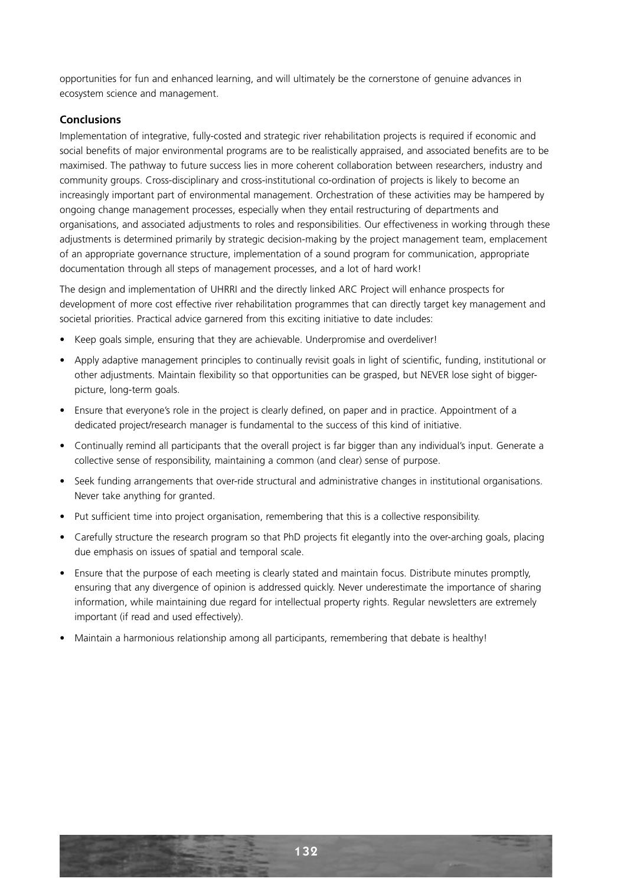opportunities for fun and enhanced learning, and will ultimately be the cornerstone of genuine advances in ecosystem science and management.

### Conclusions

Implementation of integrative, fully-costed and strategic river rehabilitation projects is required if economic and social benefits of major environmental programs are to be realistically appraised, and associated benefits are to be maximised. The pathway to future success lies in more coherent collaboration between researchers, industry and community groups. Cross-disciplinary and cross-institutional co-ordination of projects is likely to become an increasingly important part of environmental management. Orchestration of these activities may be hampered by ongoing change management processes, especially when they entail restructuring of departments and organisations, and associated adjustments to roles and responsibilities. Our effectiveness in working through these adjustments is determined primarily by strategic decision-making by the project management team, emplacement of an appropriate governance structure, implementation of a sound program for communication, appropriate documentation through all steps of management processes, and a lot of hard work!

The design and implementation of UHRRI and the directly linked ARC Project will enhance prospects for development of more cost effective river rehabilitation programmes that can directly target key management and societal priorities. Practical advice garnered from this exciting initiative to date includes:

- Keep goals simple, ensuring that they are achievable. Underpromise and overdeliver!
- Apply adaptive management principles to continually revisit goals in light of scientific, funding, institutional or other adjustments. Maintain flexibility so that opportunities can be grasped, but NEVER lose sight of bigger-picture, long-term goals.
- Ensure that everyone's role in the project is clearly defined, on paper and in practice. Appointment of a dedicated project/research manager is fundamental to the success of this kind of initiative.
- Continually remind all participants that the overall project is far bigger than any individual's input. Generate a collective sense of responsibility, maintaining a common (and clear) sense of purpose.
- Seek funding arrangements that over-ride structural and administrative changes in institutional organisations. Never take anything for granted.
- Put sufficient time into project organisation, remembering that this is a collective responsibility.
- Carefully structure the research program so that PhD projects fit elegantly into the over-arching goals, placing due emphasis on issues of spatial and temporal scale.
- Ensure that the purpose of each meeting is clearly stated and maintain focus. Distribute minutes promptly, ensuring that any divergence of opinion is addressed quickly. Never underestimate the importance of sharing information, while maintaining due regard for intellectual property rights. Regular newsletters are extremely important (if read and used effectively).
- Maintain a harmonious relationship among all participants, remembering that debate is healthy!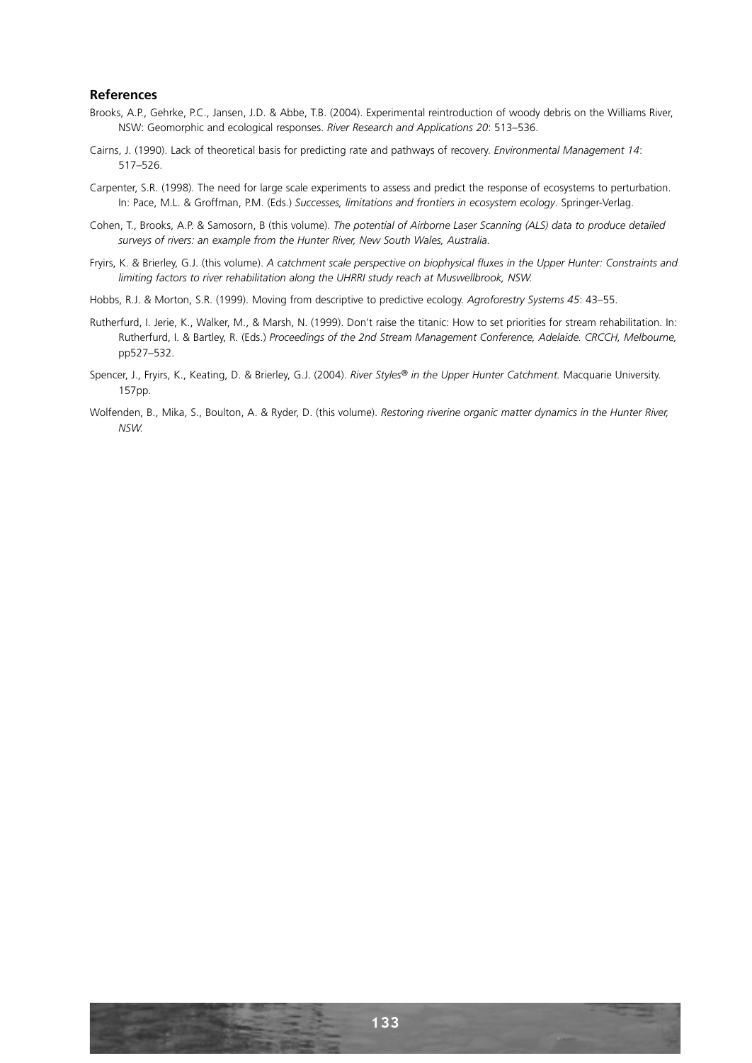## References

Brooks, A.P., Gehrke, P.C., Jansen, J.D. & Abbe, T.B. (2004). Experimental reintroduction of woody debris on the Williams River, NSW: Geomorphic and ecological responses. *River Research and Applications 20*: 513–536.

Cairns, J. (1990). Lack of theoretical basis for predicting rate and pathways of recovery. *Environmental Management 14*: 517–526.

Carpenter, S.R. (1998). The need for large scale experiments to assess and predict the response of ecosystems to perturbation. In: Pace, M.L. & Groffman, P.M. (Eds.) *Successes, limitations and frontiers in ecosystem ecology*. Springer-Verlag.

Cohen, T., Brooks, A.P. & Samosorn, B (this volume). *The potential of Airborne Laser Scanning (ALS) data to produce detailed surveys of rivers: an example from the Hunter River, New South Wales, Australia.*

Fryirs, K. & Brierley, G.J. (this volume). *A catchment scale perspective on biophysical fluxes in the Upper Hunter: Constraints and limiting factors to river rehabilitation along the UHRRI study reach at Muswellbrook, NSW.*

Hobbs, R.J. & Morton, S.R. (1999). Moving from descriptive to predictive ecology. *Agroforestry Systems 45*: 43–55.

Rutherfurd, I. Jerie, K., Walker, M., & Marsh, N. (1999). Don't raise the titanic: How to set priorities for stream rehabilitation. In: Rutherfurd, I. & Bartley, R. (Eds.) *Proceedings of the 2nd Stream Management Conference, Adelaide. CRCCH, Melbourne,* pp527–532.

Spencer, J., Fryirs, K., Keating, D. & Brierley, G.J. (2004). *River Styles® in the Upper Hunter Catchment.* Macquarie University. 157pp.

Wolfenden, B., Mika, S., Boulton, A. & Ryder, D. (this volume). *Restoring riverine organic matter dynamics in the Hunter River, NSW.*